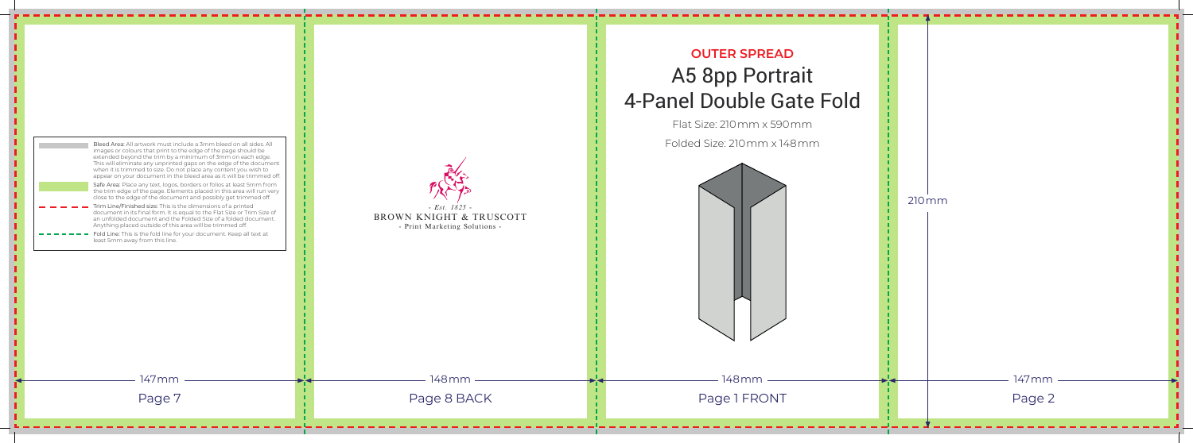**OUTER SPREAD**

# A5 8pp Portrait 4-Panel Double Gate Fold

Flat Size: 210mm x 590mm

Folded Size: 210mm x 148mm

Bleed Area: All artwork must include a 3mm bleed on all sides. All images or colours that print to the edge of the page should be extended beyond the trim by a minimum of 3mm on each edge. This will eliminate any unprinted gaps on the edge of the document when it is trimmed to size. Do not place any content you wish to appear on your document in the bleed area as it will be trimmed off.

Safe Area: Place any text, logos, borders or folios at least 5mm from the trim edge of the page. Elements placed in this area will run very close to the edge of the document and possibly get trimmed off.

Trim Line/Finished size: This is the dimensions of a printed document in its final form. It is equal to the Flat Size or Trim Size of an unfolded document and the Folded Size of a folded document. Anything placed outside of this area will be trimmed off.

Fold Line: This is the fold line for your document. Keep all text at least 5mm away from this line.

- Est. 1825 -
BROWN KNIGHT & TRUSCOTT
- Print Marketing Solutions -

210mm

| 147mm | 148mm | 148mm | 147mm |
| --- | --- | --- | --- |
| Page 7 | Page 8 BACK | Page 1 FRONT | Page 2 |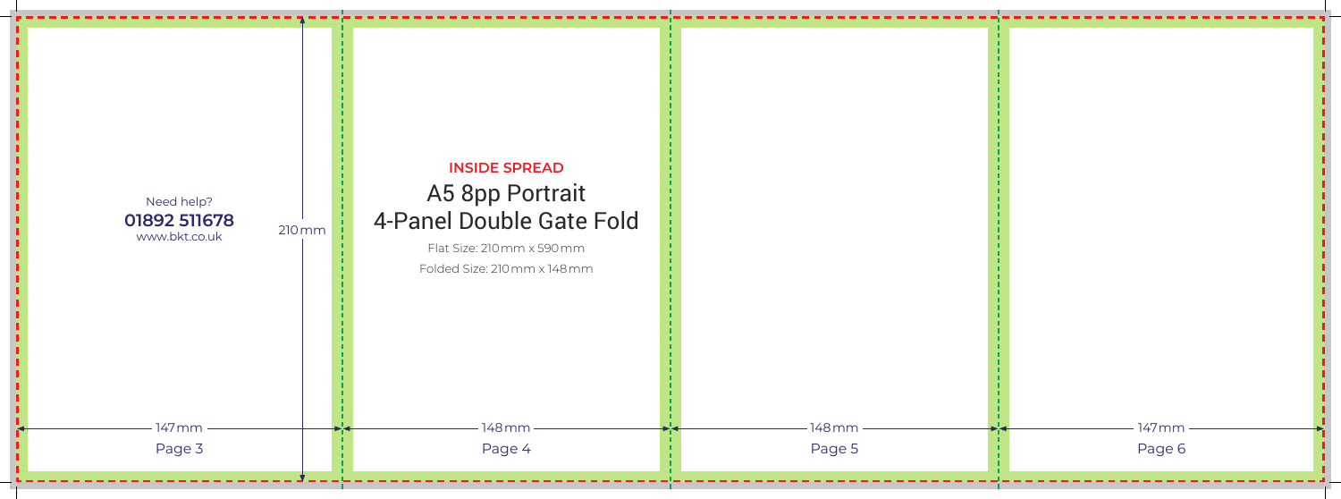Need help?

**01892 511678**

www.bkt.co.uk

210 mm

**INSIDE SPREAD**

# A5 8pp Portrait
# 4-Panel Double Gate Fold

Flat Size: 210 mm x 590 mm

Folded Size: 210 mm x 148 mm

147 mm

Page 3

148 mm

Page 4

148 mm

Page 5

147 mm

Page 6